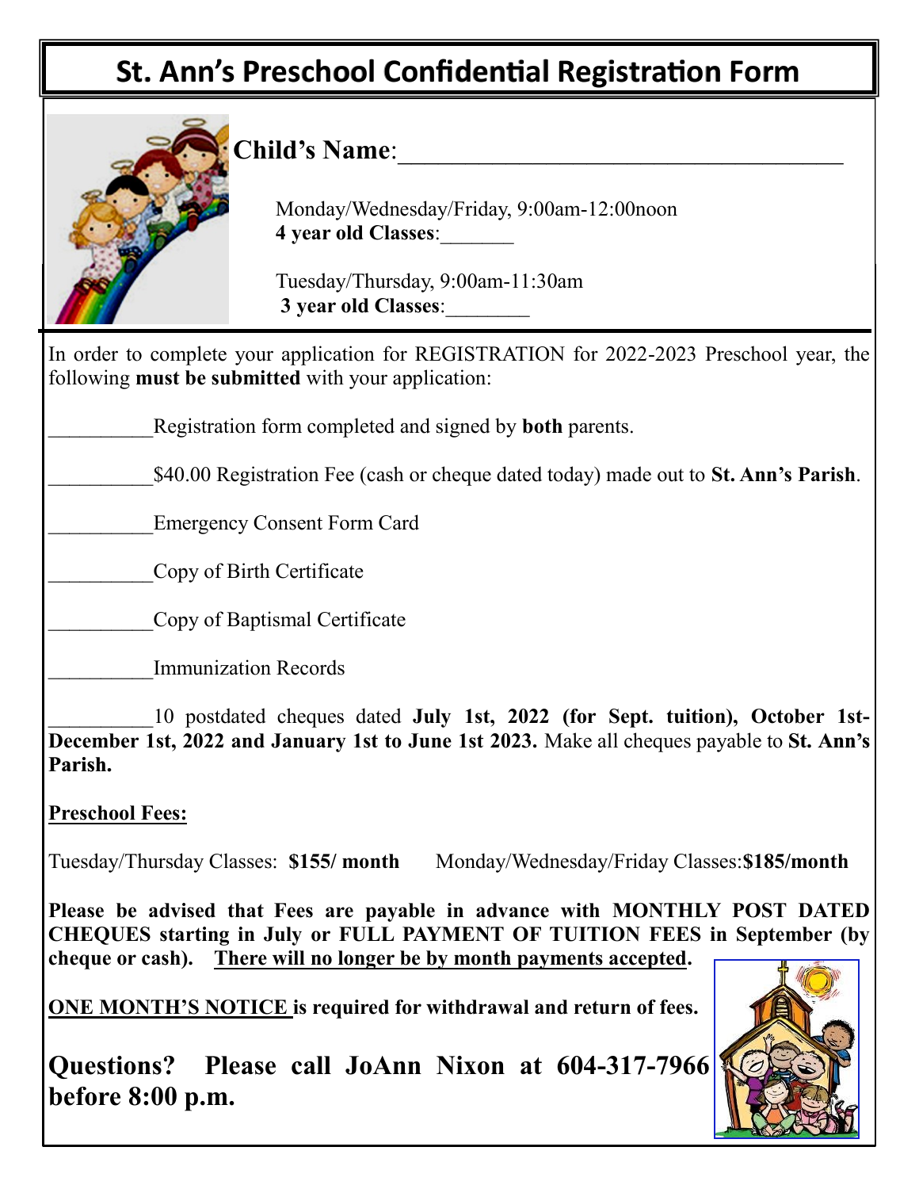# St. Ann's Preschool Confidential Registration Form

**Child's Name**:____________________________________

Monday/Wednesday/Friday, 9:00am-12:00noon
**4 year old Classes**:_______

Tuesday/Thursday, 9:00am-11:30am
**3 year old Classes**:________

In order to complete your application for REGISTRATION for 2022-2023 Preschool year, the following **must be submitted** with your application:

__________Registration form completed and signed by **both** parents.

__________$40.00 Registration Fee (cash or cheque dated today) made out to **St. Ann's Parish**.

__________Emergency Consent Form Card

__________Copy of Birth Certificate

__________Copy of Baptismal Certificate

__________Immunization Records

__________10 postdated cheques dated **July 1st, 2022 (for Sept. tuition), October 1st-December 1st, 2022 and January 1st to June 1st 2023.** Make all cheques payable to **St. Ann's Parish.**

**Preschool Fees:**

Tuesday/Thursday Classes: **$155/ month** Monday/Wednesday/Friday Classes:**$185/month**

**Please be advised that Fees are payable in advance with MONTHLY POST DATED CHEQUES starting in July or FULL PAYMENT OF TUITION FEES in September (by cheque or cash). There will no longer be by month payments accepted.**

**ONE MONTH'S NOTICE is required for withdrawal and return of fees.**

**Questions? Please call JoAnn Nixon at 604-317-7966 before 8:00 p.m.**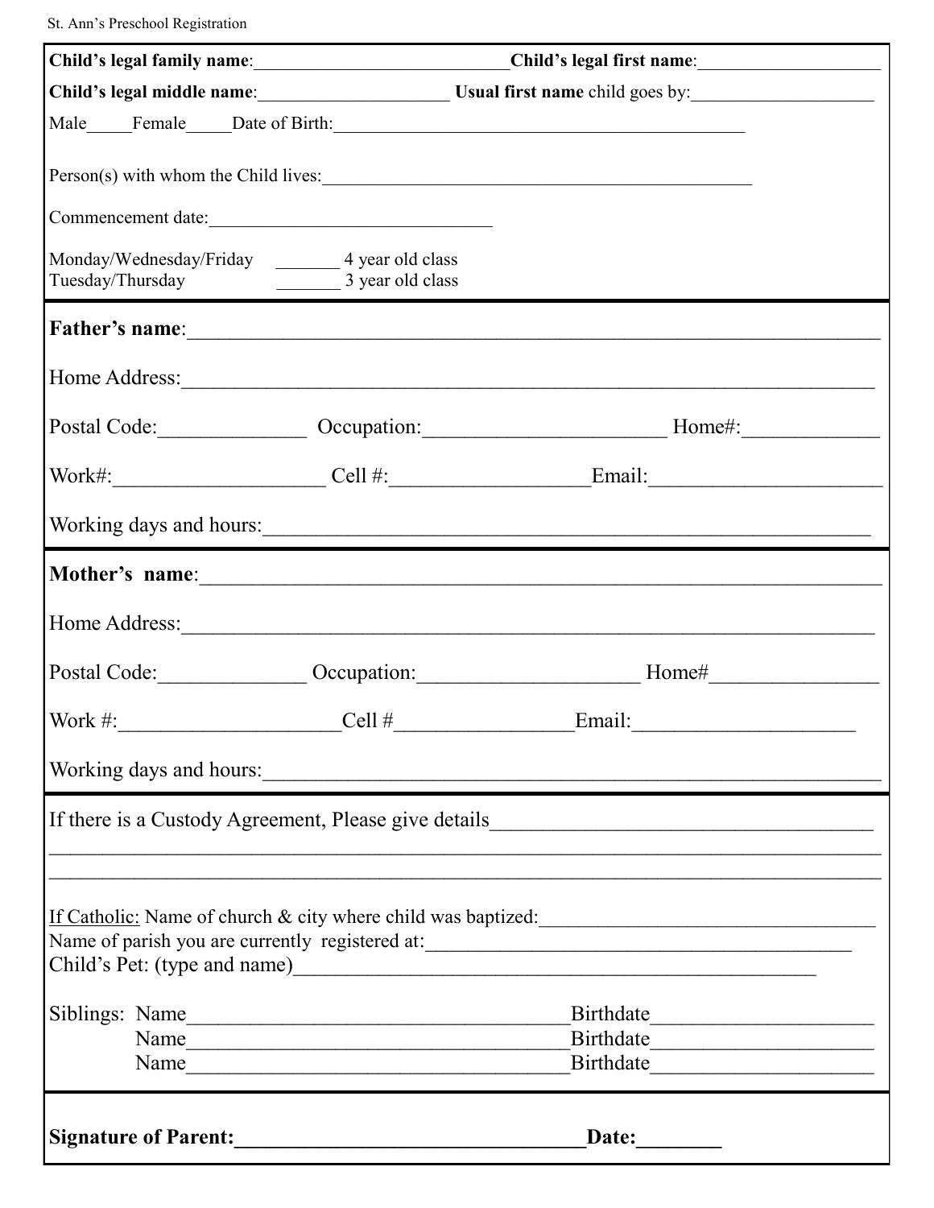St. Ann's Preschool Registration

**Child's legal family name**:____________________________**Child's legal first name**:____________________

**Child's legal middle name**:_____________________ **Usual first name** child goes by:___________________

Male_____Female_____Date of Birth:____________________________________________

Person(s) with whom the Child lives:_______________________________________________

Commencement date:_______________________________

Monday/Wednesday/Friday _______ 4 year old class
Tuesday/Thursday _______ 3 year old class

---

**Father's name**:_____________________________________________________________

Home Address:_________________________________________________________________

Postal Code:______________ Occupation:_______________________ Home#:_____________

Work#:____________________ Cell #:___________________Email:______________________

Working days and hours:________________________________________________________

---

**Mother's name**:______________________________________________________________

Home Address:_________________________________________________________________

Postal Code:______________ Occupation:_____________________ Home#________________

Work #:_____________________Cell #_________________Email:_____________________

Working days and hours:________________________________________________________

---

If there is a Custody Agreement, Please give details___________________________________

_____________________________________________________________________________

_____________________________________________________________________________

<u>If Catholic:</u> Name of church & city where child was baptized:_________________________________
Name of parish you are currently registered at:__________________________________________
Child's Pet: (type and name)___________________________________________________

Siblings: Name_____________________________________Birthdate____________________
Name_____________________________________Birthdate____________________
Name_____________________________________Birthdate____________________

---

**Signature of Parent:_________________________________Date:________**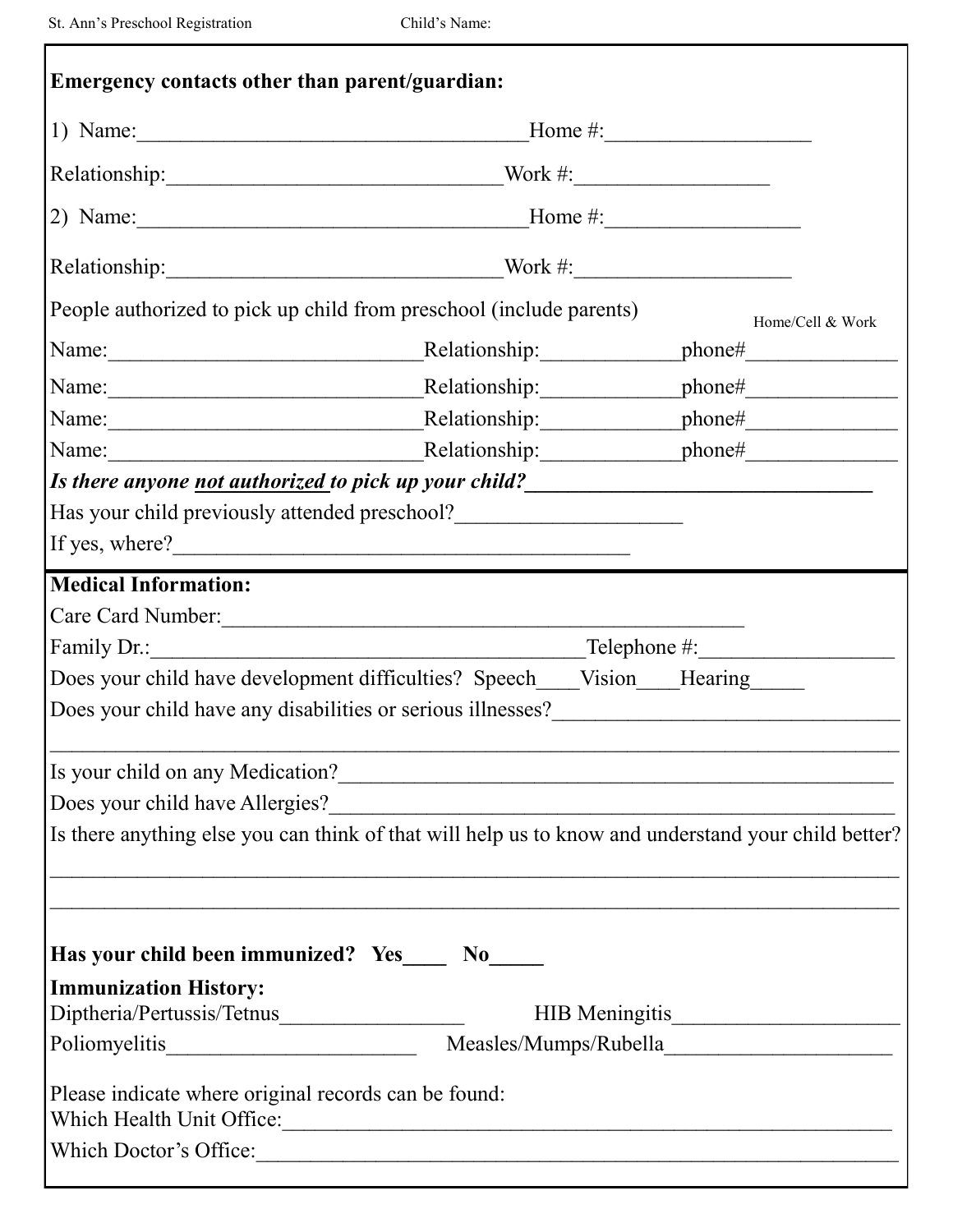**Emergency contacts other than parent/guardian:**

1) Name:___________________________________Home #:__________________

Relationship:______________________________Work #:_________________

2) Name:___________________________________Home #:_________________

Relationship:______________________________Work #:__________________

People authorized to pick up child from preschool (include parents) Home/Cell & Work

Name:____________________________Relationship:____________phone#_____________

Name:____________________________Relationship:____________phone#_____________

Name:____________________________Relationship:____________phone#_____________

Name:____________________________Relationship:____________phone#_____________

***Is there anyone <u>not authorized</u> to pick up your child?*****______________________________**

Has your child previously attended preschool?____________________

If yes, where?_________________________________________

**Medical Information:**

Care Card Number:_______________________________________________

Family Dr.:_______________________________________Telephone #:_________________

Does your child have development difficulties? Speech____Vision____Hearing_____

Does your child have any disabilities or serious illnesses?______________________________

_____________________________________________________________________________

Is your child on any Medication?_____________________________________________________

Does your child have Allergies?______________________________________________________

Is there anything else you can think of that will help us to know and understand your child better?

_____________________________________________________________________________

_____________________________________________________________________________

**Has your child been immunized? Yes____ No_____**

**Immunization History:**

Diptheria/Pertussis/Tetnus________________ HIB Meningitis____________________

Poliomyelitis______________________ Measles/Mumps/Rubella____________________

Please indicate where original records can be found:

Which Health Unit Office:________________________________________________________

Which Doctor's Office:___________________________________________________________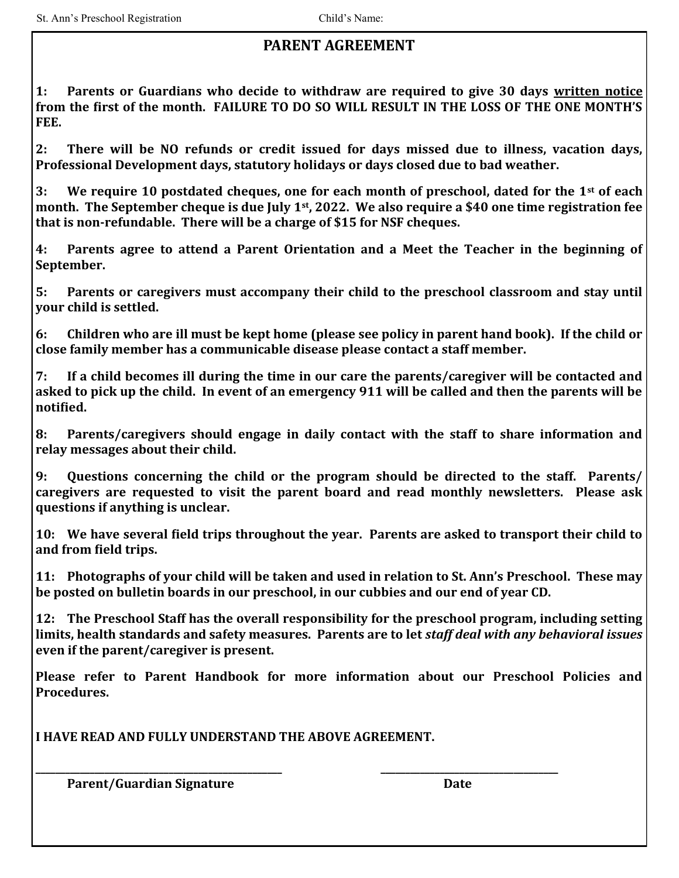# PARENT AGREEMENT

**1: Parents or Guardians who decide to withdraw are required to give 30 days <u>written notice</u> from the first of the month. FAILURE TO DO SO WILL RESULT IN THE LOSS OF THE ONE MONTH'S FEE.**

**2: There will be NO refunds or credit issued for days missed due to illness, vacation days, Professional Development days, statutory holidays or days closed due to bad weather.**

**3: We require 10 postdated cheques, one for each month of preschool, dated for the 1st of each month. The September cheque is due July 1st, 2022. We also require a $40 one time registration fee that is non-refundable. There will be a charge of $15 for NSF cheques.**

**4: Parents agree to attend a Parent Orientation and a Meet the Teacher in the beginning of September.**

**5: Parents or caregivers must accompany their child to the preschool classroom and stay until your child is settled.**

**6: Children who are ill must be kept home (please see policy in parent hand book). If the child or close family member has a communicable disease please contact a staff member.**

**7: If a child becomes ill during the time in our care the parents/caregiver will be contacted and asked to pick up the child. In event of an emergency 911 will be called and then the parents will be notified.**

**8: Parents/caregivers should engage in daily contact with the staff to share information and relay messages about their child.**

**9: Questions concerning the child or the program should be directed to the staff. Parents/ caregivers are requested to visit the parent board and read monthly newsletters. Please ask questions if anything is unclear.**

**10: We have several field trips throughout the year. Parents are asked to transport their child to and from field trips.**

**11: Photographs of your child will be taken and used in relation to St. Ann's Preschool. These may be posted on bulletin boards in our preschool, in our cubbies and our end of year CD.**

**12: The Preschool Staff has the overall responsibility for the preschool program, including setting limits, health standards and safety measures. Parents are to let *staff deal with any behavioral issues* even if the parent/caregiver is present.**

**Please refer to Parent Handbook for more information about our Preschool Policies and Procedures.**

**I HAVE READ AND FULLY UNDERSTAND THE ABOVE AGREEMENT.**

**______________________________ ______________________**

**Parent/Guardian Signature Date**